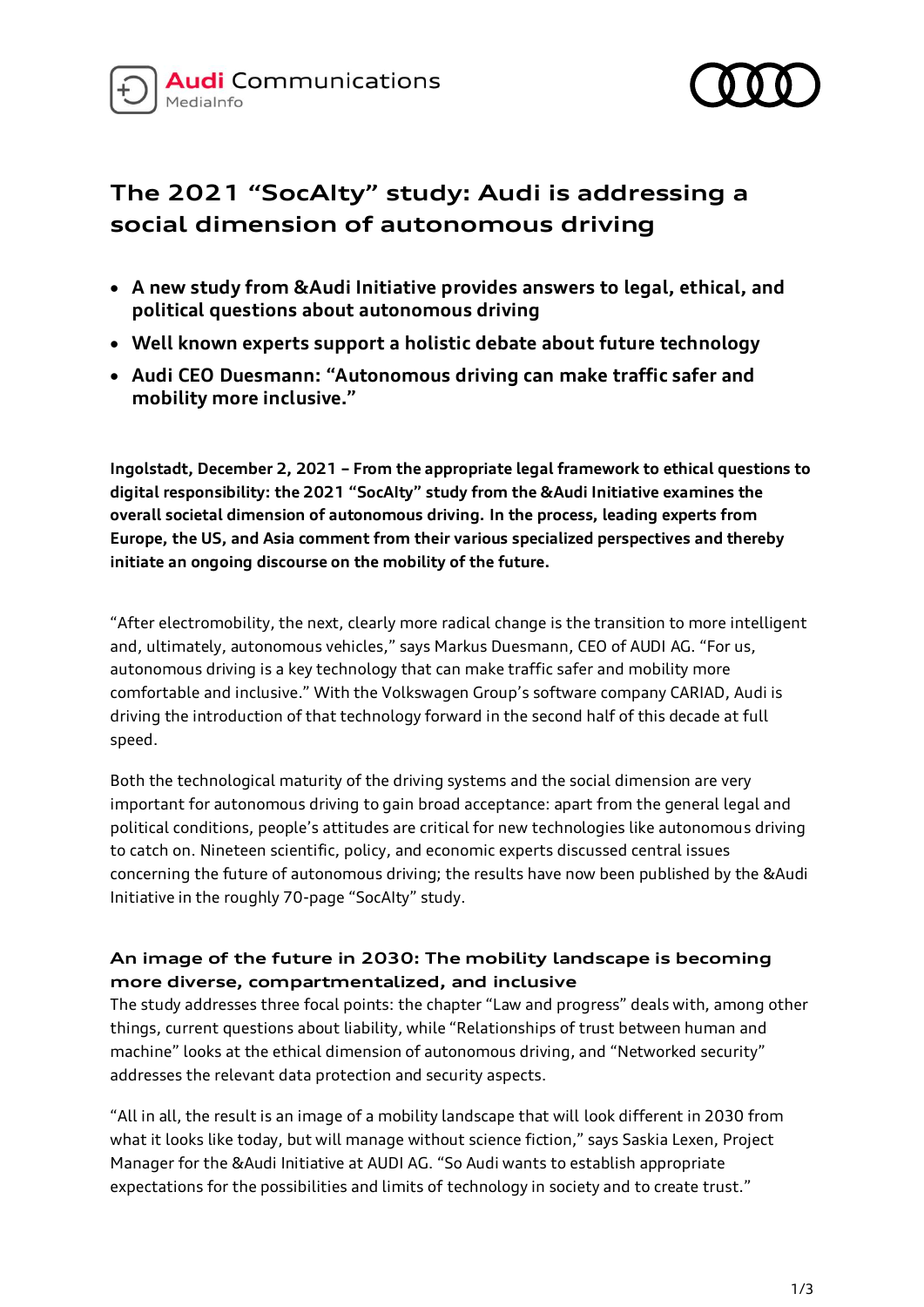# The 2021 "SocAIty" study: Audi is addressing a social dimension of autonomous driving

- **A new study from &Audi Initiative provides answers to legal, ethical, and political questions about autonomous driving**
- **Well known experts support a holistic debate about future technology**
- **Audi CEO Duesmann: "Autonomous driving can make traffic safer and mobility more inclusive."**

**Ingolstadt, December 2, 2021 – From the appropriate legal framework to ethical questions to digital responsibility: the 2021 "SocAIty" study from the &Audi Initiative examines the overall societal dimension of autonomous driving. In the process, leading experts from Europe, the US, and Asia comment from their various specialized perspectives and thereby initiate an ongoing discourse on the mobility of the future.**

"After electromobility, the next, clearly more radical change is the transition to more intelligent and, ultimately, autonomous vehicles," says Markus Duesmann, CEO of AUDI AG. "For us, autonomous driving is a key technology that can make traffic safer and mobility more comfortable and inclusive." With the Volkswagen Group's software company CARIAD, Audi is driving the introduction of that technology forward in the second half of this decade at full speed.

Both the technological maturity of the driving systems and the social dimension are very important for autonomous driving to gain broad acceptance: apart from the general legal and political conditions, people's attitudes are critical for new technologies like autonomous driving to catch on. Nineteen scientific, policy, and economic experts discussed central issues concerning the future of autonomous driving; the results have now been published by the &Audi Initiative in the roughly 70-page "SocAIty" study.

### An image of the future in 2030: The mobility landscape is becoming more diverse, compartmentalized, and inclusive

The study addresses three focal points: the chapter "Law and progress" deals with, among other things, current questions about liability, while "Relationships of trust between human and machine" looks at the ethical dimension of autonomous driving, and "Networked security" addresses the relevant data protection and security aspects.

"All in all, the result is an image of a mobility landscape that will look different in 2030 from what it looks like today, but will manage without science fiction," says Saskia Lexen, Project Manager for the &Audi Initiative at AUDI AG. "So Audi wants to establish appropriate expectations for the possibilities and limits of technology in society and to create trust."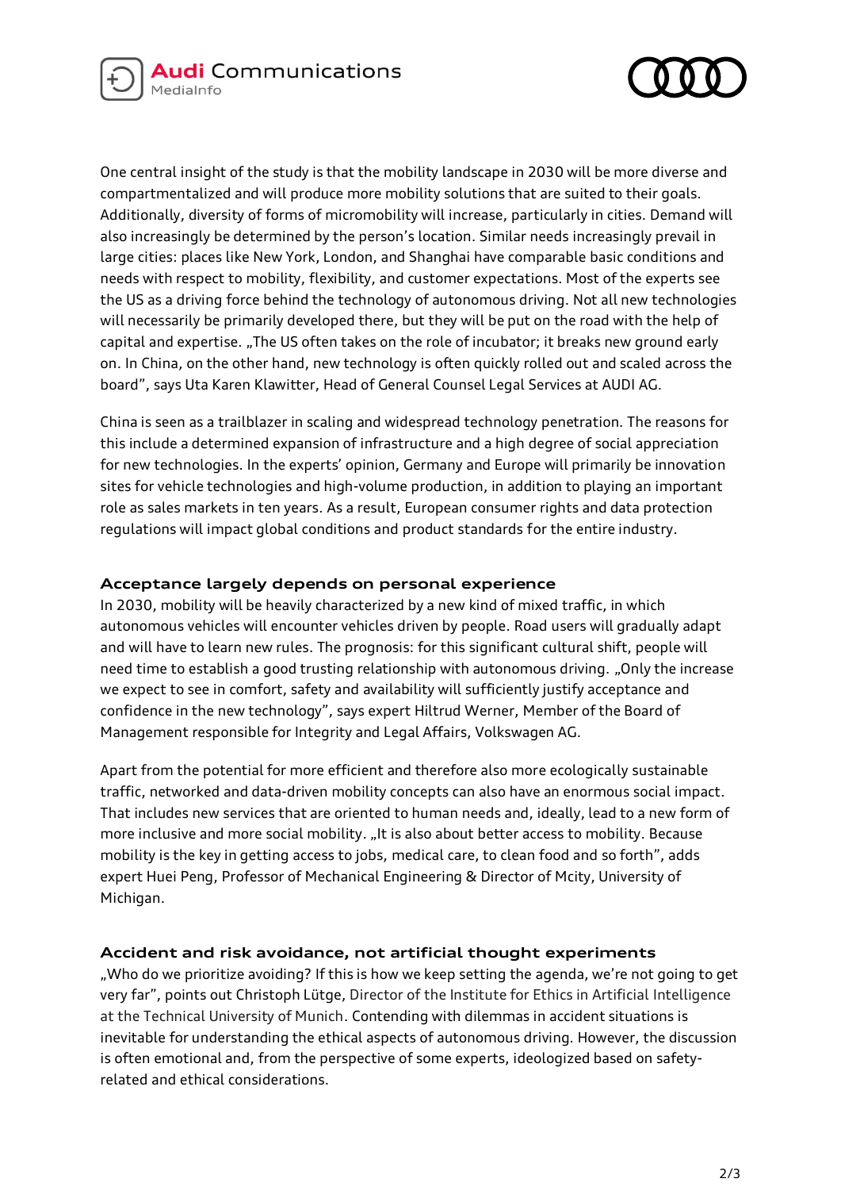One central insight of the study is that the mobility landscape in 2030 will be more diverse and compartmentalized and will produce more mobility solutions that are suited to their goals. Additionally, diversity of forms of micromobility will increase, particularly in cities. Demand will also increasingly be determined by the person's location. Similar needs increasingly prevail in large cities: places like New York, London, and Shanghai have comparable basic conditions and needs with respect to mobility, flexibility, and customer expectations. Most of the experts see the US as a driving force behind the technology of autonomous driving. Not all new technologies will necessarily be primarily developed there, but they will be put on the road with the help of capital and expertise. „The US often takes on the role of incubator; it breaks new ground early on. In China, on the other hand, new technology is often quickly rolled out and scaled across the board", says Uta Karen Klawitter, Head of General Counsel Legal Services at AUDI AG.

China is seen as a trailblazer in scaling and widespread technology penetration. The reasons for this include a determined expansion of infrastructure and a high degree of social appreciation for new technologies. In the experts' opinion, Germany and Europe will primarily be innovation sites for vehicle technologies and high-volume production, in addition to playing an important role as sales markets in ten years. As a result, European consumer rights and data protection regulations will impact global conditions and product standards for the entire industry.

## Acceptance largely depends on personal experience

In 2030, mobility will be heavily characterized by a new kind of mixed traffic, in which autonomous vehicles will encounter vehicles driven by people. Road users will gradually adapt and will have to learn new rules. The prognosis: for this significant cultural shift, people will need time to establish a good trusting relationship with autonomous driving. „Only the increase we expect to see in comfort, safety and availability will sufficiently justify acceptance and confidence in the new technology", says expert Hiltrud Werner, Member of the Board of Management responsible for Integrity and Legal Affairs, Volkswagen AG.

Apart from the potential for more efficient and therefore also more ecologically sustainable traffic, networked and data-driven mobility concepts can also have an enormous social impact. That includes new services that are oriented to human needs and, ideally, lead to a new form of more inclusive and more social mobility. „It is also about better access to mobility. Because mobility is the key in getting access to jobs, medical care, to clean food and so forth", adds expert Huei Peng, Professor of Mechanical Engineering & Director of Mcity, University of Michigan.

## Accident and risk avoidance, not artificial thought experiments

„Who do we prioritize avoiding? If this is how we keep setting the agenda, we're not going to get very far", points out Christoph Lütge, Director of the Institute for Ethics in Artificial Intelligence at the Technical University of Munich. Contending with dilemmas in accident situations is inevitable for understanding the ethical aspects of autonomous driving. However, the discussion is often emotional and, from the perspective of some experts, ideologized based on safety-related and ethical considerations.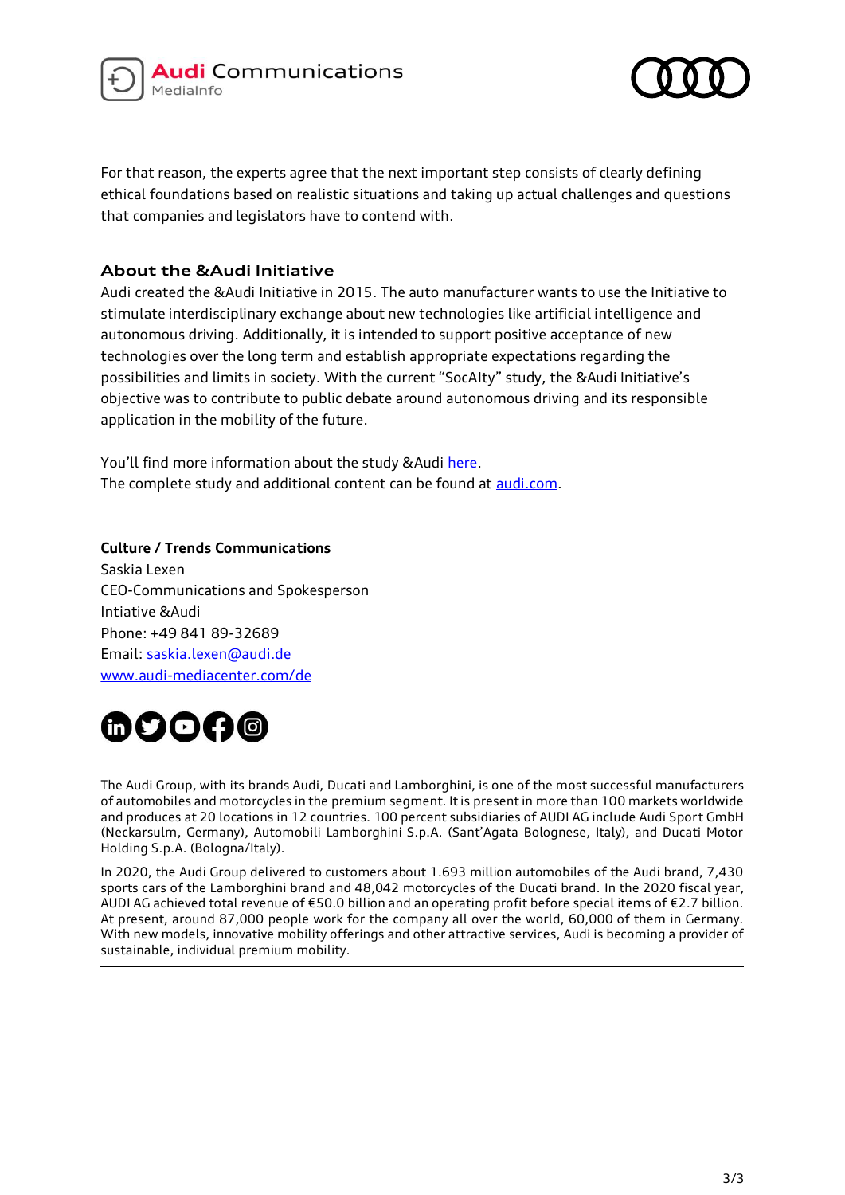For that reason, the experts agree that the next important step consists of clearly defining ethical foundations based on realistic situations and taking up actual challenges and questions that companies and legislators have to contend with.

### About the &Audi Initiative

Audi created the &Audi Initiative in 2015. The auto manufacturer wants to use the Initiative to stimulate interdisciplinary exchange about new technologies like artificial intelligence and autonomous driving. Additionally, it is intended to support positive acceptance of new technologies over the long term and establish appropriate expectations regarding the possibilities and limits in society. With the current "SocAIty" study, the &Audi Initiative's objective was to contribute to public debate around autonomous driving and its responsible application in the mobility of the future.

You'll find more information about the study &Audi [here](). 
The complete study and additional content can be found at [audi.com]().

**Culture / Trends Communications** 
Saskia Lexen 
CEO-Communications and Spokesperson 
Intiative &Audi 
Phone: +49 841 89-32689 
Email: [saskia.lexen@audi.de](mailto:saskia.lexen@audi.de) 
[www.audi-mediacenter.com/de](http://www.audi-mediacenter.com/de)

---

The Audi Group, with its brands Audi, Ducati and Lamborghini, is one of the most successful manufacturers of automobiles and motorcycles in the premium segment. It is present in more than 100 markets worldwide and produces at 20 locations in 12 countries. 100 percent subsidiaries of AUDI AG include Audi Sport GmbH (Neckarsulm, Germany), Automobili Lamborghini S.p.A. (Sant'Agata Bolognese, Italy), and Ducati Motor Holding S.p.A. (Bologna/Italy).

In 2020, the Audi Group delivered to customers about 1.693 million automobiles of the Audi brand, 7,430 sports cars of the Lamborghini brand and 48,042 motorcycles of the Ducati brand. In the 2020 fiscal year, AUDI AG achieved total revenue of €50.0 billion and an operating profit before special items of €2.7 billion. At present, around 87,000 people work for the company all over the world, 60,000 of them in Germany. With new models, innovative mobility offerings and other attractive services, Audi is becoming a provider of sustainable, individual premium mobility.

---